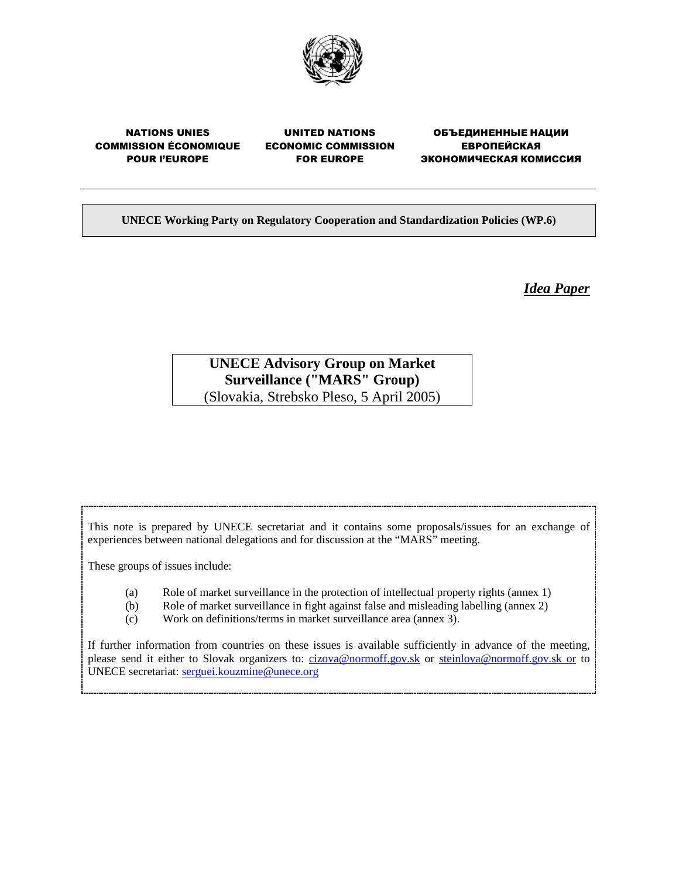NATIONS UNIES
COMMISSION ÉCONOMIQUE
POUR l'EUROPE

UNITED NATIONS
ECONOMIC COMMISSION
FOR EUROPE

ОБЪЕДИНЕННЫЕ НАЦИИ
ЕВРОПЕЙСКАЯ
ЭКОНОМИЧЕСКАЯ КОМИССИЯ

---

**UNECE Working Party on Regulatory Cooperation and Standardization Policies (WP.6)**

***Idea Paper***

# UNECE Advisory Group on Market Surveillance ("MARS" Group)

(Slovakia, Strebsko Pleso, 5 April 2005)

This note is prepared by UNECE secretariat and it contains some proposals/issues for an exchange of experiences between national delegations and for discussion at the "MARS" meeting.

These groups of issues include:

(a) Role of market surveillance in the protection of intellectual property rights (annex 1)
(b) Role of market surveillance in fight against false and misleading labelling (annex 2)
(c) Work on definitions/terms in market surveillance area (annex 3).

If further information from countries on these issues is available sufficiently in advance of the meeting, please send it either to Slovak organizers to: cizova@normoff.gov.sk or steinlova@normoff.gov.sk or to UNECE secretariat: serguei.kouzmine@unece.org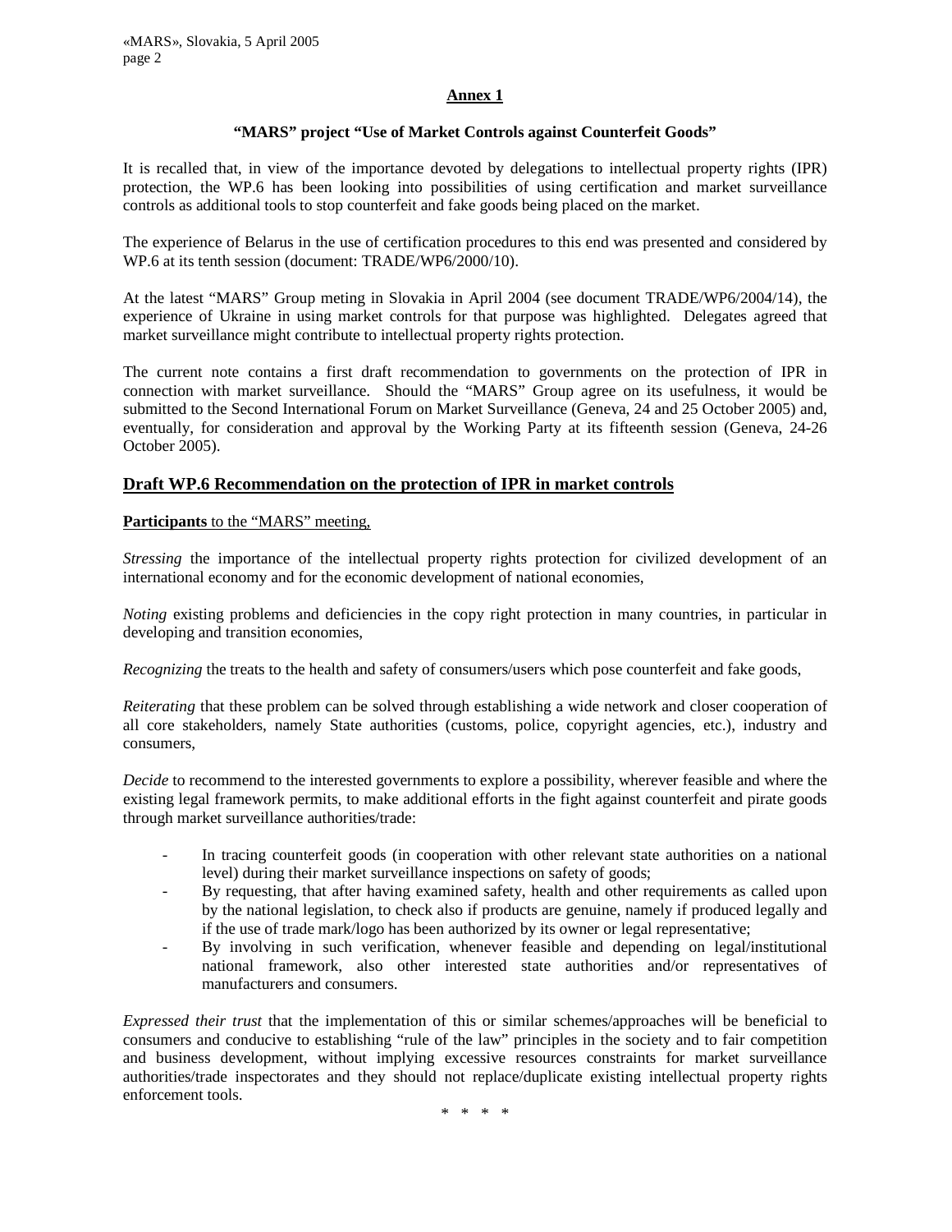**Annex 1**

**"MARS" project "Use of Market Controls against Counterfeit Goods"**

It is recalled that, in view of the importance devoted by delegations to intellectual property rights (IPR) protection, the WP.6 has been looking into possibilities of using certification and market surveillance controls as additional tools to stop counterfeit and fake goods being placed on the market.

The experience of Belarus in the use of certification procedures to this end was presented and considered by WP.6 at its tenth session (document: TRADE/WP6/2000/10).

At the latest "MARS" Group meting in Slovakia in April 2004 (see document TRADE/WP6/2004/14), the experience of Ukraine in using market controls for that purpose was highlighted. Delegates agreed that market surveillance might contribute to intellectual property rights protection.

The current note contains a first draft recommendation to governments on the protection of IPR in connection with market surveillance. Should the "MARS" Group agree on its usefulness, it would be submitted to the Second International Forum on Market Surveillance (Geneva, 24 and 25 October 2005) and, eventually, for consideration and approval by the Working Party at its fifteenth session (Geneva, 24-26 October 2005).

## Draft WP.6 Recommendation on the protection of IPR in market controls

**Participants** to the "MARS" meeting,

*Stressing* the importance of the intellectual property rights protection for civilized development of an international economy and for the economic development of national economies,

*Noting* existing problems and deficiencies in the copy right protection in many countries, in particular in developing and transition economies,

*Recognizing* the treats to the health and safety of consumers/users which pose counterfeit and fake goods,

*Reiterating* that these problem can be solved through establishing a wide network and closer cooperation of all core stakeholders, namely State authorities (customs, police, copyright agencies, etc.), industry and consumers,

*Decide* to recommend to the interested governments to explore a possibility, wherever feasible and where the existing legal framework permits, to make additional efforts in the fight against counterfeit and pirate goods through market surveillance authorities/trade:

- In tracing counterfeit goods (in cooperation with other relevant state authorities on a national level) during their market surveillance inspections on safety of goods;
- By requesting, that after having examined safety, health and other requirements as called upon by the national legislation, to check also if products are genuine, namely if produced legally and if the use of trade mark/logo has been authorized by its owner or legal representative;
- By involving in such verification, whenever feasible and depending on legal/institutional national framework, also other interested state authorities and/or representatives of manufacturers and consumers.

*Expressed their trust* that the implementation of this or similar schemes/approaches will be beneficial to consumers and conducive to establishing "rule of the law" principles in the society and to fair competition and business development, without implying excessive resources constraints for market surveillance authorities/trade inspectorates and they should not replace/duplicate existing intellectual property rights enforcement tools.

\* \* \* \*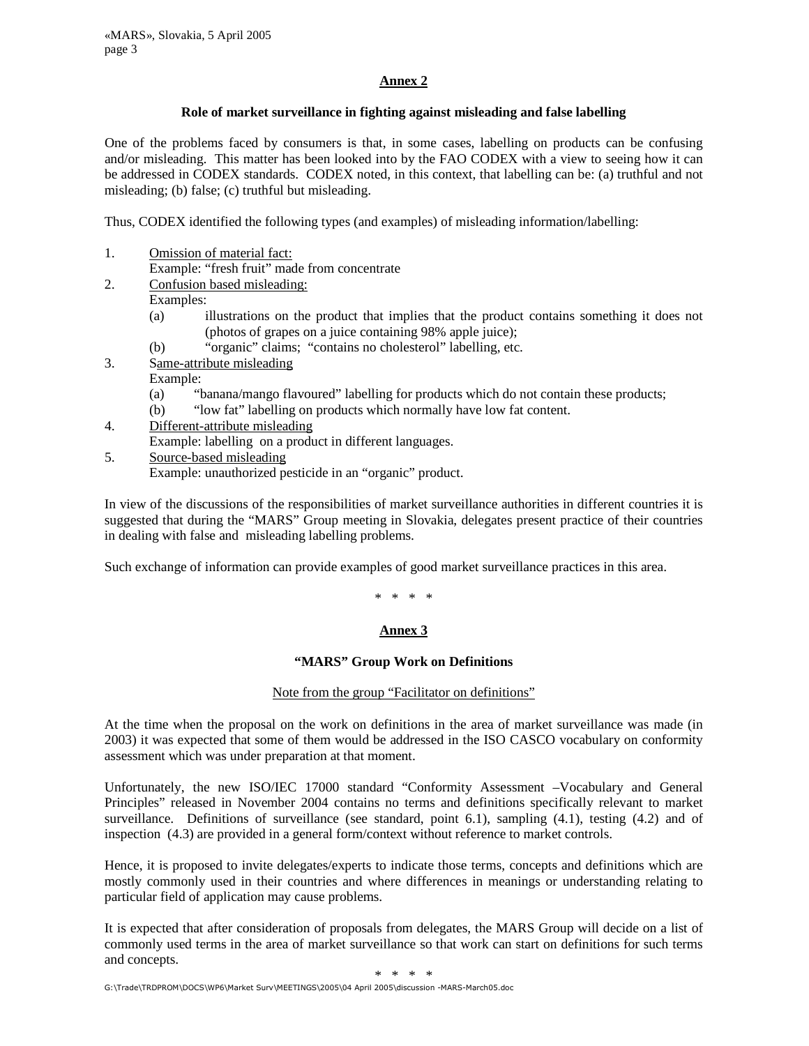## Annex 2

### Role of market surveillance in fighting against misleading and false labelling

One of the problems faced by consumers is that, in some cases, labelling on products can be confusing and/or misleading. This matter has been looked into by the FAO CODEX with a view to seeing how it can be addressed in CODEX standards. CODEX noted, in this context, that labelling can be: (a) truthful and not misleading; (b) false; (c) truthful but misleading.

Thus, CODEX identified the following types (and examples) of misleading information/labelling:

1. Omission of material fact:
   Example: "fresh fruit" made from concentrate
2. Confusion based misleading:
   Examples:
   (a) illustrations on the product that implies that the product contains something it does not (photos of grapes on a juice containing 98% apple juice);
   (b) "organic" claims; "contains no cholesterol" labelling, etc.
3. Same-attribute misleading
   Example:
   (a) "banana/mango flavoured" labelling for products which do not contain these products;
   (b) "low fat" labelling on products which normally have low fat content.
4. Different-attribute misleading
   Example: labelling on a product in different languages.
5. Source-based misleading
   Example: unauthorized pesticide in an "organic" product.

In view of the discussions of the responsibilities of market surveillance authorities in different countries it is suggested that during the "MARS" Group meeting in Slovakia, delegates present practice of their countries in dealing with false and misleading labelling problems.

Such exchange of information can provide examples of good market surveillance practices in this area.

\* \* \* \*

## Annex 3

### "MARS" Group Work on Definitions

Note from the group "Facilitator on definitions"

At the time when the proposal on the work on definitions in the area of market surveillance was made (in 2003) it was expected that some of them would be addressed in the ISO CASCO vocabulary on conformity assessment which was under preparation at that moment.

Unfortunately, the new ISO/IEC 17000 standard "Conformity Assessment –Vocabulary and General Principles" released in November 2004 contains no terms and definitions specifically relevant to market surveillance. Definitions of surveillance (see standard, point 6.1), sampling (4.1), testing (4.2) and of inspection (4.3) are provided in a general form/context without reference to market controls.

Hence, it is proposed to invite delegates/experts to indicate those terms, concepts and definitions which are mostly commonly used in their countries and where differences in meanings or understanding relating to particular field of application may cause problems.

It is expected that after consideration of proposals from delegates, the MARS Group will decide on a list of commonly used terms in the area of market surveillance so that work can start on definitions for such terms and concepts.

\* \* \* \*

G:\Trade\TRDPROM\DOCS\WP6\Market Surv\MEETINGS\2005\04 April 2005\discussion -MARS-March05.doc